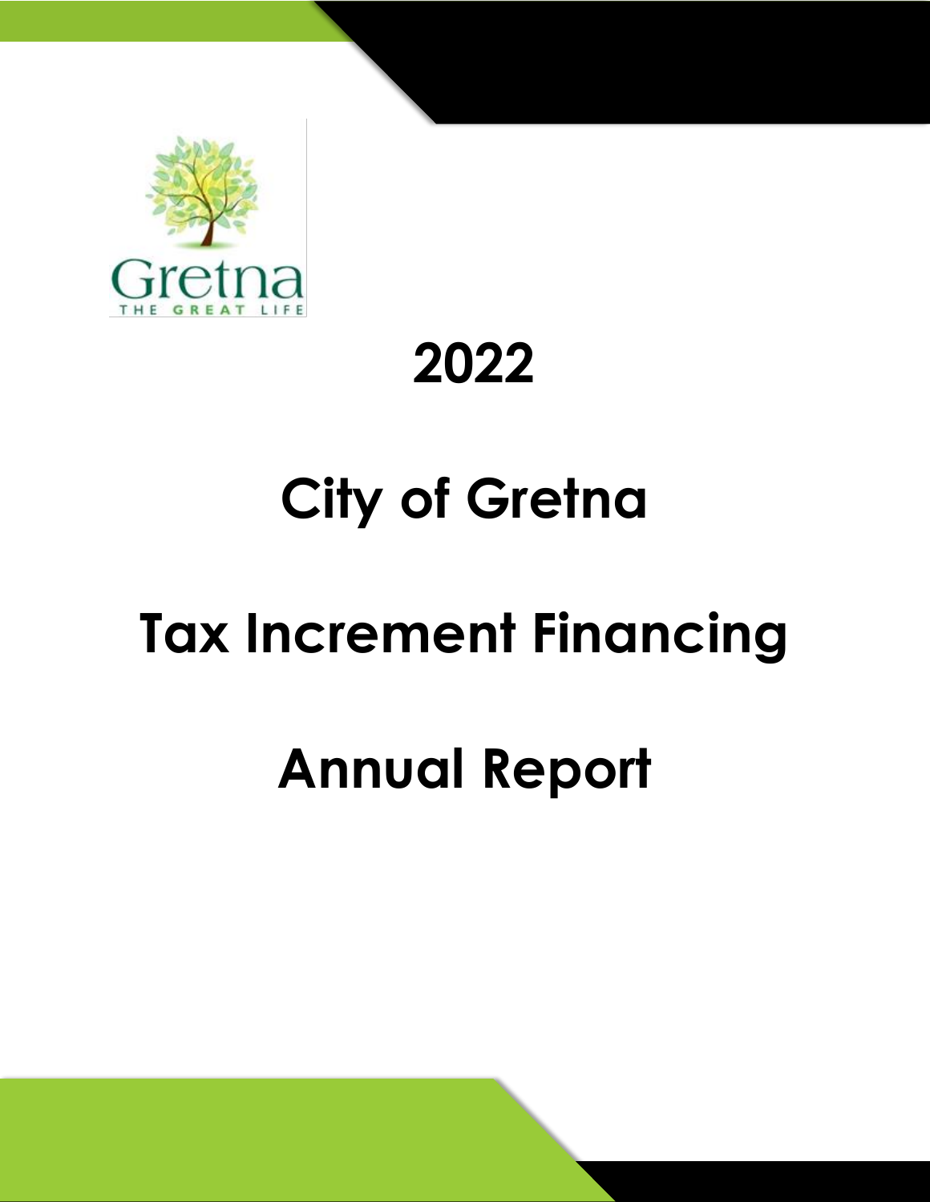Gretna

THE GREAT LIFE

# 2022

# City of Gretna

# Tax Increment Financing

# Annual Report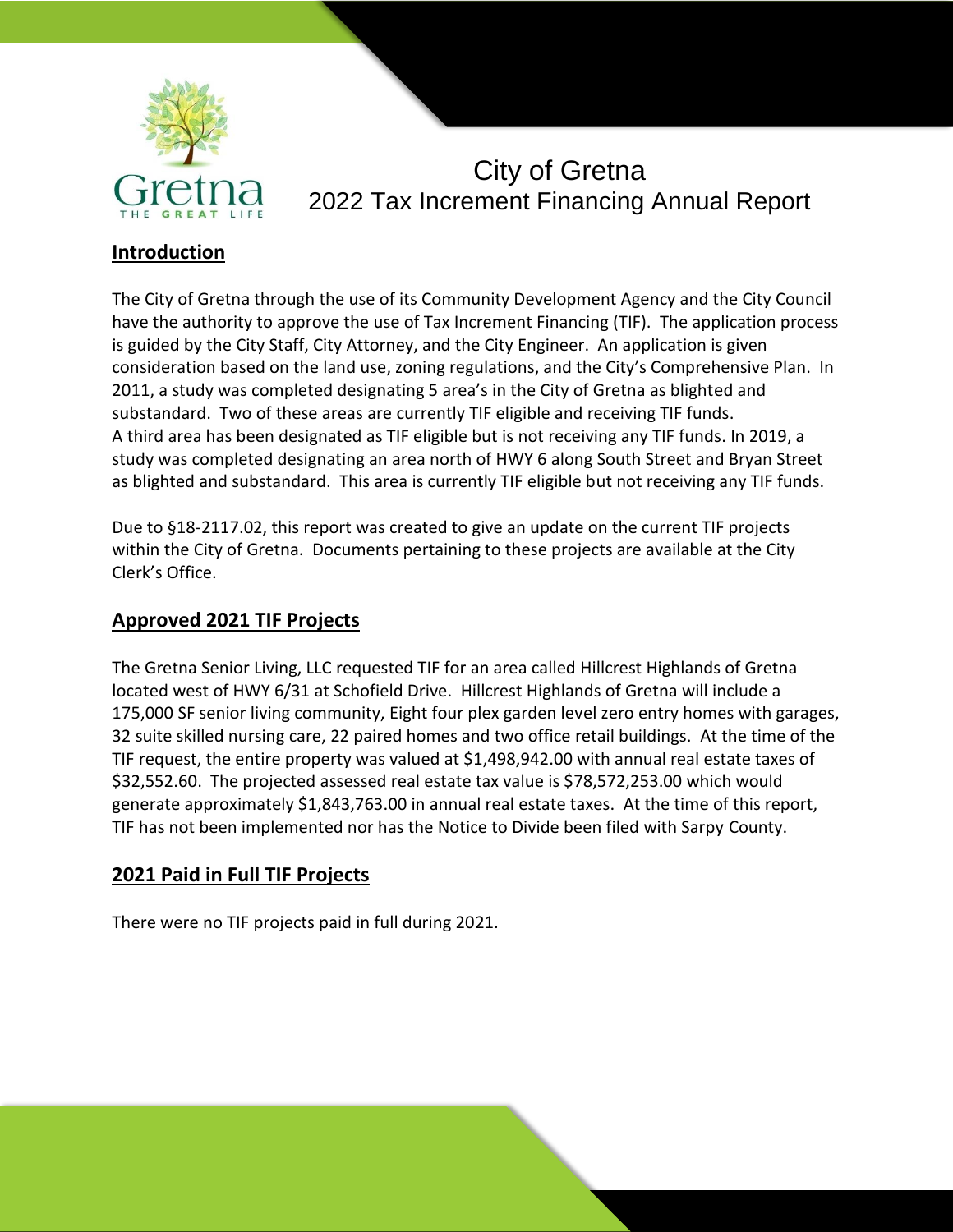# City of Gretna
## 2022 Tax Increment Financing Annual Report

## Introduction

The City of Gretna through the use of its Community Development Agency and the City Council have the authority to approve the use of Tax Increment Financing (TIF). The application process is guided by the City Staff, City Attorney, and the City Engineer. An application is given consideration based on the land use, zoning regulations, and the City's Comprehensive Plan. In 2011, a study was completed designating 5 area's in the City of Gretna as blighted and substandard. Two of these areas are currently TIF eligible and receiving TIF funds. A third area has been designated as TIF eligible but is not receiving any TIF funds. In 2019, a study was completed designating an area north of HWY 6 along South Street and Bryan Street as blighted and substandard. This area is currently TIF eligible but not receiving any TIF funds.

Due to §18-2117.02, this report was created to give an update on the current TIF projects within the City of Gretna. Documents pertaining to these projects are available at the City Clerk's Office.

## Approved 2021 TIF Projects

The Gretna Senior Living, LLC requested TIF for an area called Hillcrest Highlands of Gretna located west of HWY 6/31 at Schofield Drive. Hillcrest Highlands of Gretna will include a 175,000 SF senior living community, Eight four plex garden level zero entry homes with garages, 32 suite skilled nursing care, 22 paired homes and two office retail buildings. At the time of the TIF request, the entire property was valued at $1,498,942.00 with annual real estate taxes of $32,552.60. The projected assessed real estate tax value is $78,572,253.00 which would generate approximately $1,843,763.00 in annual real estate taxes. At the time of this report, TIF has not been implemented nor has the Notice to Divide been filed with Sarpy County.

## 2021 Paid in Full TIF Projects

There were no TIF projects paid in full during 2021.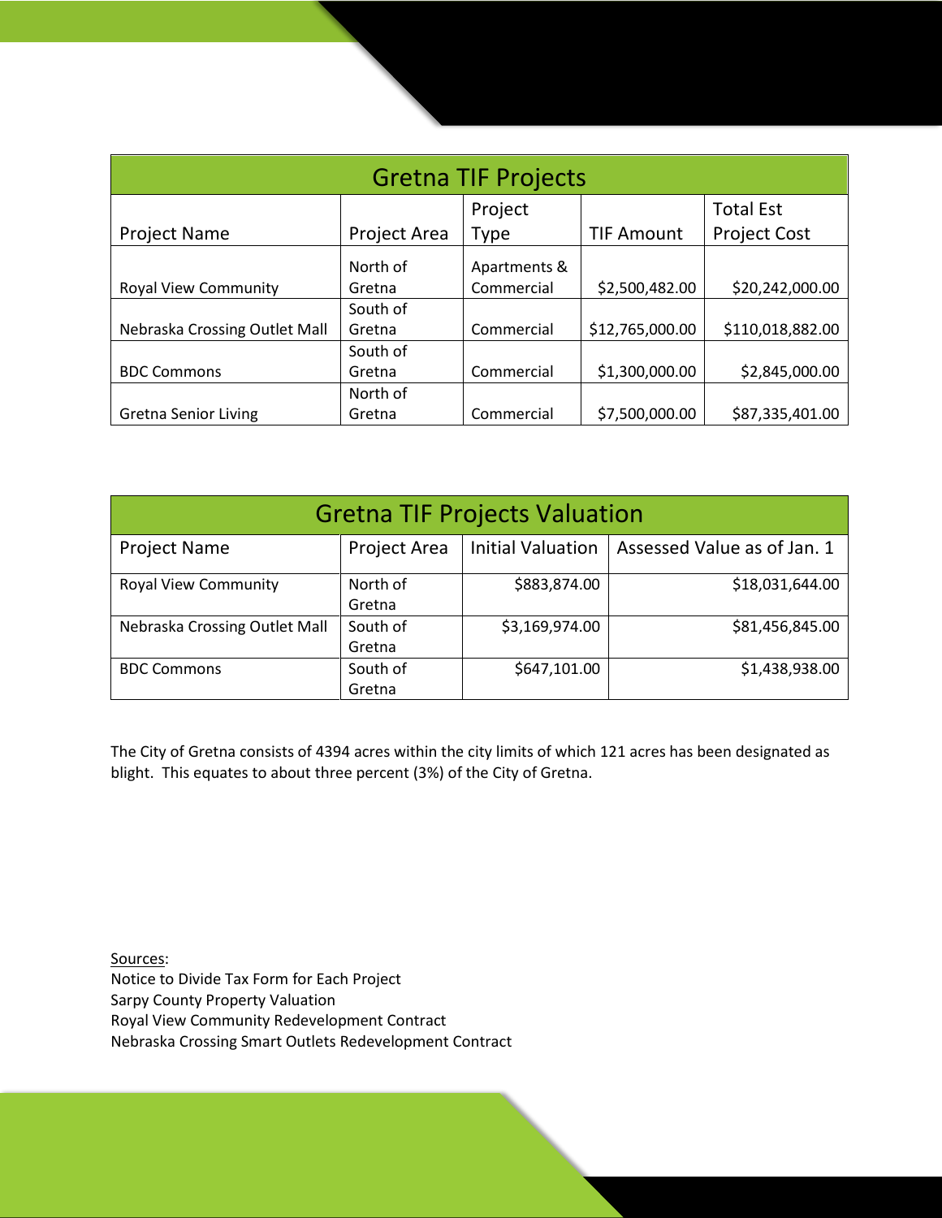| Gretna TIF Projects | | | | |
|---|---|---|---|---|
| Project Name | Project Area | Project Type | TIF Amount | Total Est Project Cost |
| Royal View Community | North of Gretna | Apartments & Commercial | $2,500,482.00 | $20,242,000.00 |
| Nebraska Crossing Outlet Mall | South of Gretna | Commercial | $12,765,000.00 | $110,018,882.00 |
| BDC Commons | South of Gretna | Commercial | $1,300,000.00 | $2,845,000.00 |
| Gretna Senior Living | North of Gretna | Commercial | $7,500,000.00 | $87,335,401.00 |

| Gretna TIF Projects Valuation | | | |
|---|---|---|---|
| Project Name | Project Area | Initial Valuation | Assessed Value as of Jan. 1 |
| Royal View Community | North of Gretna | $883,874.00 | $18,031,644.00 |
| Nebraska Crossing Outlet Mall | South of Gretna | $3,169,974.00 | $81,456,845.00 |
| BDC Commons | South of Gretna | $647,101.00 | $1,438,938.00 |

The City of Gretna consists of 4394 acres within the city limits of which 121 acres has been designated as blight. This equates to about three percent (3%) of the City of Gretna.

Sources:
Notice to Divide Tax Form for Each Project
Sarpy County Property Valuation
Royal View Community Redevelopment Contract
Nebraska Crossing Smart Outlets Redevelopment Contract